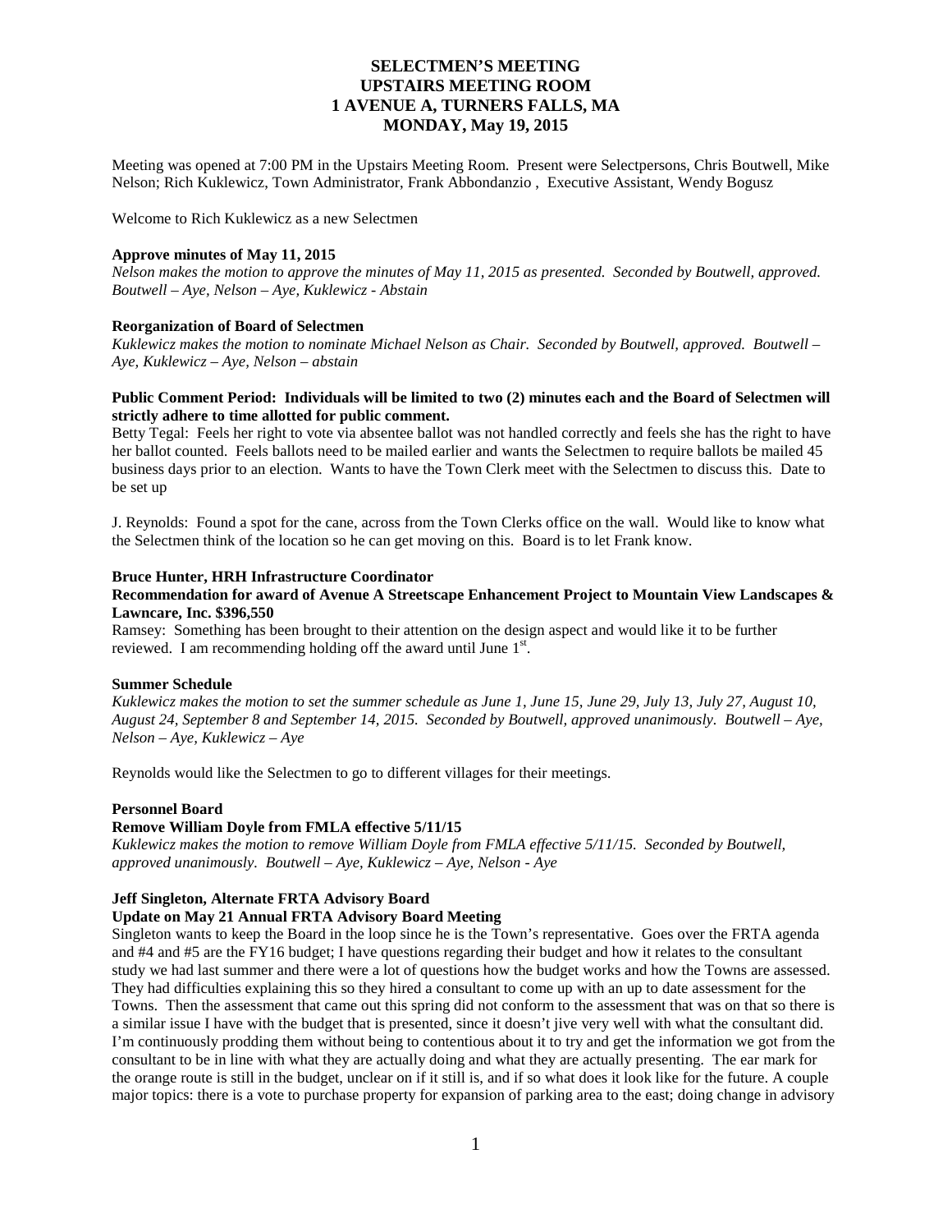# SELECTMEN'S MEETING
# UPSTAIRS MEETING ROOM
# 1 AVENUE A, TURNERS FALLS, MA
# MONDAY, May 19, 2015

Meeting was opened at 7:00 PM in the Upstairs Meeting Room. Present were Selectpersons, Chris Boutwell, Mike Nelson; Rich Kuklewicz, Town Administrator, Frank Abbondanzio , Executive Assistant, Wendy Bogusz

Welcome to Rich Kuklewicz as a new Selectmen

**Approve minutes of May 11, 2015**

*Nelson makes the motion to approve the minutes of May 11, 2015 as presented. Seconded by Boutwell, approved. Boutwell – Aye, Nelson – Aye, Kuklewicz - Abstain*

**Reorganization of Board of Selectmen**

*Kuklewicz makes the motion to nominate Michael Nelson as Chair. Seconded by Boutwell, approved. Boutwell – Aye, Kuklewicz – Aye, Nelson – abstain*

**Public Comment Period: Individuals will be limited to two (2) minutes each and the Board of Selectmen will strictly adhere to time allotted for public comment.**

Betty Tegal: Feels her right to vote via absentee ballot was not handled correctly and feels she has the right to have her ballot counted. Feels ballots need to be mailed earlier and wants the Selectmen to require ballots be mailed 45 business days prior to an election. Wants to have the Town Clerk meet with the Selectmen to discuss this. Date to be set up

J. Reynolds: Found a spot for the cane, across from the Town Clerks office on the wall. Would like to know what the Selectmen think of the location so he can get moving on this. Board is to let Frank know.

**Bruce Hunter, HRH Infrastructure Coordinator**

**Recommendation for award of Avenue A Streetscape Enhancement Project to Mountain View Landscapes & Lawncare, Inc. $396,550**

Ramsey: Something has been brought to their attention on the design aspect and would like it to be further reviewed. I am recommending holding off the award until June 1st.

**Summer Schedule**

*Kuklewicz makes the motion to set the summer schedule as June 1, June 15, June 29, July 13, July 27, August 10, August 24, September 8 and September 14, 2015. Seconded by Boutwell, approved unanimously. Boutwell – Aye, Nelson – Aye, Kuklewicz – Aye*

Reynolds would like the Selectmen to go to different villages for their meetings.

**Personnel Board**

**Remove William Doyle from FMLA effective 5/11/15**

*Kuklewicz makes the motion to remove William Doyle from FMLA effective 5/11/15. Seconded by Boutwell, approved unanimously. Boutwell – Aye, Kuklewicz – Aye, Nelson - Aye*

**Jeff Singleton, Alternate FRTA Advisory Board**

**Update on May 21 Annual FRTA Advisory Board Meeting**

Singleton wants to keep the Board in the loop since he is the Town's representative. Goes over the FRTA agenda and #4 and #5 are the FY16 budget; I have questions regarding their budget and how it relates to the consultant study we had last summer and there were a lot of questions how the budget works and how the Towns are assessed. They had difficulties explaining this so they hired a consultant to come up with an up to date assessment for the Towns. Then the assessment that came out this spring did not conform to the assessment that was on that so there is a similar issue I have with the budget that is presented, since it doesn't jive very well with what the consultant did. I'm continuously prodding them without being to contentious about it to try and get the information we got from the consultant to be in line with what they are actually doing and what they are actually presenting. The ear mark for the orange route is still in the budget, unclear on if it still is, and if so what does it look like for the future. A couple major topics: there is a vote to purchase property for expansion of parking area to the east; doing change in advisory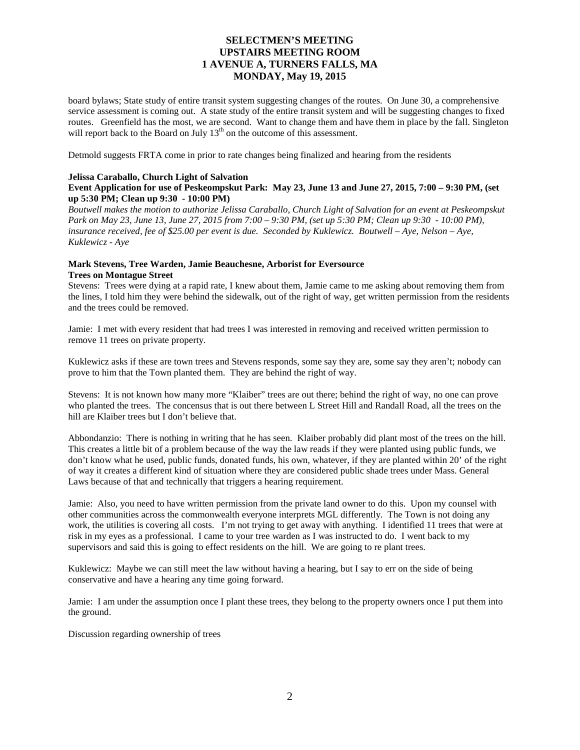board bylaws; State study of entire transit system suggesting changes of the routes. On June 30, a comprehensive service assessment is coming out. A state study of the entire transit system and will be suggesting changes to fixed routes. Greenfield has the most, we are second. Want to change them and have them in place by the fall. Singleton will report back to the Board on July 13th on the outcome of this assessment.

Detmold suggests FRTA come in prior to rate changes being finalized and hearing from the residents

**Jelissa Caraballo, Church Light of Salvation**
**Event Application for use of Peskeompskut Park: May 23, June 13 and June 27, 2015, 7:00 – 9:30 PM, (set up 5:30 PM; Clean up 9:30 - 10:00 PM)**

*Boutwell makes the motion to authorize Jelissa Caraballo, Church Light of Salvation for an event at Peskeompskut Park on May 23, June 13, June 27, 2015 from 7:00 – 9:30 PM, (set up 5:30 PM; Clean up 9:30 - 10:00 PM), insurance received, fee of $25.00 per event is due. Seconded by Kuklewicz. Boutwell – Aye, Nelson – Aye, Kuklewicz - Aye*

**Mark Stevens, Tree Warden, Jamie Beauchesne, Arborist for Eversource**
**Trees on Montague Street**

Stevens: Trees were dying at a rapid rate, I knew about them, Jamie came to me asking about removing them from the lines, I told him they were behind the sidewalk, out of the right of way, get written permission from the residents and the trees could be removed.

Jamie: I met with every resident that had trees I was interested in removing and received written permission to remove 11 trees on private property.

Kuklewicz asks if these are town trees and Stevens responds, some say they are, some say they aren't; nobody can prove to him that the Town planted them. They are behind the right of way.

Stevens: It is not known how many more "Klaiber" trees are out there; behind the right of way, no one can prove who planted the trees. The concensus that is out there between L Street Hill and Randall Road, all the trees on the hill are Klaiber trees but I don't believe that.

Abbondanzio: There is nothing in writing that he has seen. Klaiber probably did plant most of the trees on the hill. This creates a little bit of a problem because of the way the law reads if they were planted using public funds, we don't know what he used, public funds, donated funds, his own, whatever, if they are planted within 20' of the right of way it creates a different kind of situation where they are considered public shade trees under Mass. General Laws because of that and technically that triggers a hearing requirement.

Jamie: Also, you need to have written permission from the private land owner to do this. Upon my counsel with other communities across the commonwealth everyone interprets MGL differently. The Town is not doing any work, the utilities is covering all costs. I'm not trying to get away with anything. I identified 11 trees that were at risk in my eyes as a professional. I came to your tree warden as I was instructed to do. I went back to my supervisors and said this is going to effect residents on the hill. We are going to re plant trees.

Kuklewicz: Maybe we can still meet the law without having a hearing, but I say to err on the side of being conservative and have a hearing any time going forward.

Jamie: I am under the assumption once I plant these trees, they belong to the property owners once I put them into the ground.

Discussion regarding ownership of trees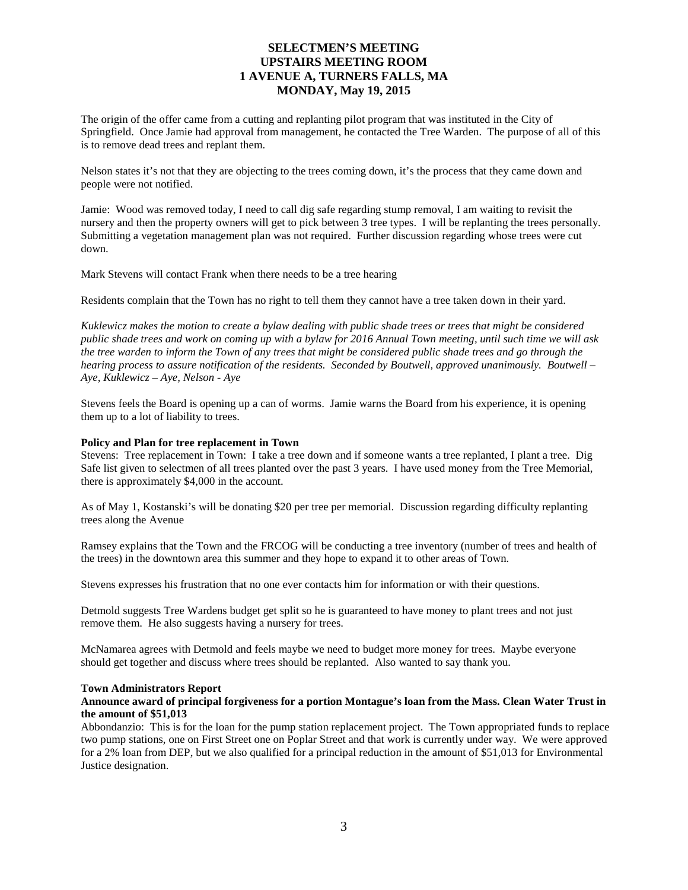# SELECTMEN'S MEETING
# UPSTAIRS MEETING ROOM
# 1 AVENUE A, TURNERS FALLS, MA
# MONDAY, May 19, 2015

The origin of the offer came from a cutting and replanting pilot program that was instituted in the City of Springfield. Once Jamie had approval from management, he contacted the Tree Warden. The purpose of all of this is to remove dead trees and replant them.

Nelson states it's not that they are objecting to the trees coming down, it's the process that they came down and people were not notified.

Jamie: Wood was removed today, I need to call dig safe regarding stump removal, I am waiting to revisit the nursery and then the property owners will get to pick between 3 tree types. I will be replanting the trees personally. Submitting a vegetation management plan was not required. Further discussion regarding whose trees were cut down.

Mark Stevens will contact Frank when there needs to be a tree hearing

Residents complain that the Town has no right to tell them they cannot have a tree taken down in their yard.

*Kuklewicz makes the motion to create a bylaw dealing with public shade trees or trees that might be considered public shade trees and work on coming up with a bylaw for 2016 Annual Town meeting, until such time we will ask the tree warden to inform the Town of any trees that might be considered public shade trees and go through the hearing process to assure notification of the residents. Seconded by Boutwell, approved unanimously. Boutwell – Aye, Kuklewicz – Aye, Nelson - Aye*

Stevens feels the Board is opening up a can of worms. Jamie warns the Board from his experience, it is opening them up to a lot of liability to trees.

**Policy and Plan for tree replacement in Town**

Stevens: Tree replacement in Town: I take a tree down and if someone wants a tree replanted, I plant a tree. Dig Safe list given to selectmen of all trees planted over the past 3 years. I have used money from the Tree Memorial, there is approximately $4,000 in the account.

As of May 1, Kostanski's will be donating $20 per tree per memorial. Discussion regarding difficulty replanting trees along the Avenue

Ramsey explains that the Town and the FRCOG will be conducting a tree inventory (number of trees and health of the trees) in the downtown area this summer and they hope to expand it to other areas of Town.

Stevens expresses his frustration that no one ever contacts him for information or with their questions.

Detmold suggests Tree Wardens budget get split so he is guaranteed to have money to plant trees and not just remove them. He also suggests having a nursery for trees.

McNamarea agrees with Detmold and feels maybe we need to budget more money for trees. Maybe everyone should get together and discuss where trees should be replanted. Also wanted to say thank you.

**Town Administrators Report**

**Announce award of principal forgiveness for a portion Montague's loan from the Mass. Clean Water Trust in the amount of $51,013**

Abbondanzio: This is for the loan for the pump station replacement project. The Town appropriated funds to replace two pump stations, one on First Street one on Poplar Street and that work is currently under way. We were approved for a 2% loan from DEP, but we also qualified for a principal reduction in the amount of $51,013 for Environmental Justice designation.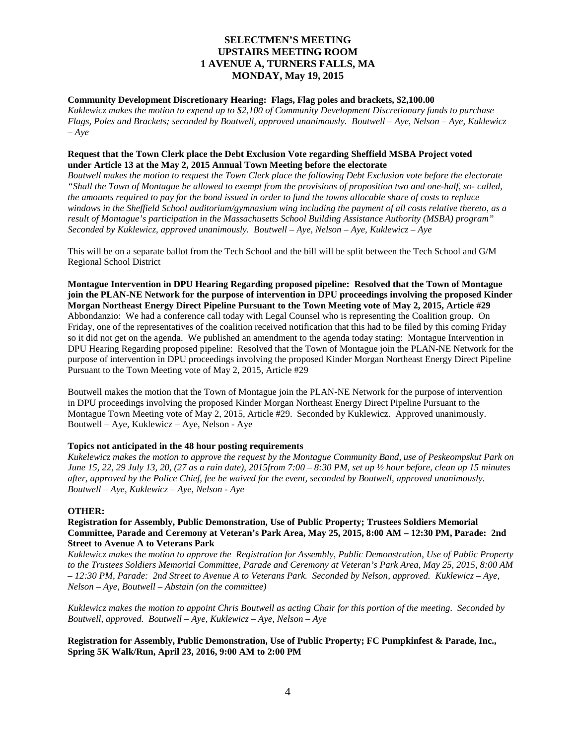**SELECTMEN'S MEETING**
**UPSTAIRS MEETING ROOM**
**1 AVENUE A, TURNERS FALLS, MA**
**MONDAY, May 19, 2015**

**Community Development Discretionary Hearing: Flags, Flag poles and brackets, $2,100.00**

*Kuklewicz makes the motion to expend up to $2,100 of Community Development Discretionary funds to purchase Flags, Poles and Brackets; seconded by Boutwell, approved unanimously. Boutwell – Aye, Nelson – Aye, Kuklewicz – Aye*

**Request that the Town Clerk place the Debt Exclusion Vote regarding Sheffield MSBA Project voted under Article 13 at the May 2, 2015 Annual Town Meeting before the electorate**

*Boutwell makes the motion to request the Town Clerk place the following Debt Exclusion vote before the electorate "Shall the Town of Montague be allowed to exempt from the provisions of proposition two and one-half, so- called, the amounts required to pay for the bond issued in order to fund the towns allocable share of costs to replace windows in the Sheffield School auditorium/gymnasium wing including the payment of all costs relative thereto, as a result of Montague's participation in the Massachusetts School Building Assistance Authority (MSBA) program" Seconded by Kuklewicz, approved unanimously. Boutwell – Aye, Nelson – Aye, Kuklewicz – Aye*

This will be on a separate ballot from the Tech School and the bill will be split between the Tech School and G/M Regional School District

**Montague Intervention in DPU Hearing Regarding proposed pipeline: Resolved that the Town of Montague join the PLAN-NE Network for the purpose of intervention in DPU proceedings involving the proposed Kinder Morgan Northeast Energy Direct Pipeline Pursuant to the Town Meeting vote of May 2, 2015, Article #29**

Abbondanzio: We had a conference call today with Legal Counsel who is representing the Coalition group. On Friday, one of the representatives of the coalition received notification that this had to be filed by this coming Friday so it did not get on the agenda. We published an amendment to the agenda today stating: Montague Intervention in DPU Hearing Regarding proposed pipeline: Resolved that the Town of Montague join the PLAN-NE Network for the purpose of intervention in DPU proceedings involving the proposed Kinder Morgan Northeast Energy Direct Pipeline Pursuant to the Town Meeting vote of May 2, 2015, Article #29

Boutwell makes the motion that the Town of Montague join the PLAN-NE Network for the purpose of intervention in DPU proceedings involving the proposed Kinder Morgan Northeast Energy Direct Pipeline Pursuant to the Montague Town Meeting vote of May 2, 2015, Article #29. Seconded by Kuklewicz. Approved unanimously. Boutwell – Aye, Kuklewicz – Aye, Nelson - Aye

**Topics not anticipated in the 48 hour posting requirements**

*Kukelewicz makes the motion to approve the request by the Montague Community Band, use of Peskeompskut Park on June 15, 22, 29 July 13, 20, (27 as a rain date), 2015from 7:00 – 8:30 PM, set up ½ hour before, clean up 15 minutes after, approved by the Police Chief, fee be waived for the event, seconded by Boutwell, approved unanimously. Boutwell – Aye, Kuklewicz – Aye, Nelson - Aye*

**OTHER:**

**Registration for Assembly, Public Demonstration, Use of Public Property; Trustees Soldiers Memorial Committee, Parade and Ceremony at Veteran's Park Area, May 25, 2015, 8:00 AM – 12:30 PM, Parade: 2nd Street to Avenue A to Veterans Park**

*Kuklewicz makes the motion to approve the Registration for Assembly, Public Demonstration, Use of Public Property to the Trustees Soldiers Memorial Committee, Parade and Ceremony at Veteran's Park Area, May 25, 2015, 8:00 AM – 12:30 PM, Parade: 2nd Street to Avenue A to Veterans Park. Seconded by Nelson, approved. Kuklewicz – Aye, Nelson – Aye, Boutwell – Abstain (on the committee)*

*Kuklewicz makes the motion to appoint Chris Boutwell as acting Chair for this portion of the meeting. Seconded by Boutwell, approved. Boutwell – Aye, Kuklewicz – Aye, Nelson – Aye*

**Registration for Assembly, Public Demonstration, Use of Public Property; FC Pumpkinfest & Parade, Inc., Spring 5K Walk/Run, April 23, 2016, 9:00 AM to 2:00 PM**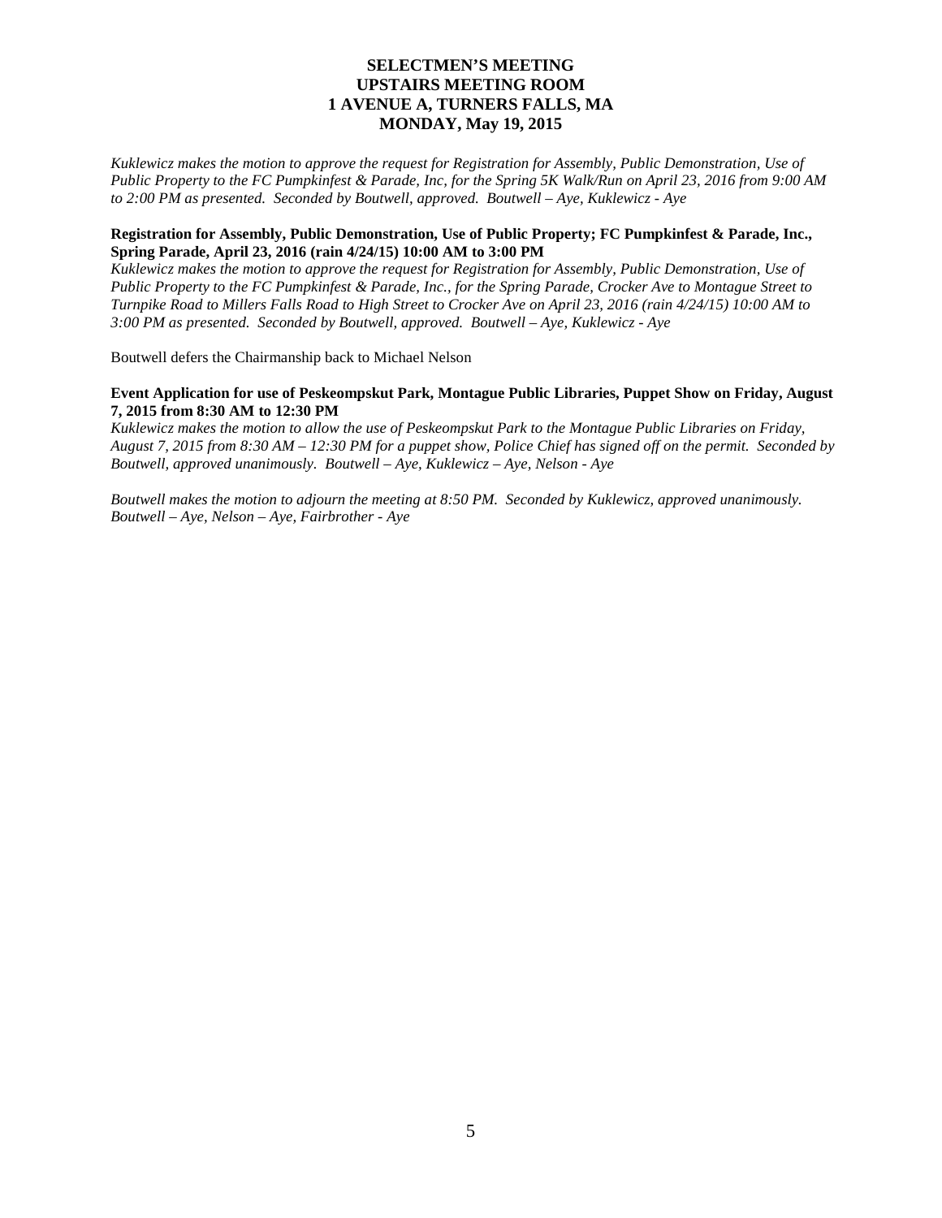**SELECTMEN'S MEETING**
**UPSTAIRS MEETING ROOM**
**1 AVENUE A, TURNERS FALLS, MA**
**MONDAY, May 19, 2015**

*Kuklewicz makes the motion to approve the request for Registration for Assembly, Public Demonstration, Use of Public Property to the FC Pumpkinfest & Parade, Inc, for the Spring 5K Walk/Run on April 23, 2016 from 9:00 AM to 2:00 PM as presented. Seconded by Boutwell, approved. Boutwell – Aye, Kuklewicz - Aye*

**Registration for Assembly, Public Demonstration, Use of Public Property; FC Pumpkinfest & Parade, Inc., Spring Parade, April 23, 2016 (rain 4/24/15) 10:00 AM to 3:00 PM**

*Kuklewicz makes the motion to approve the request for Registration for Assembly, Public Demonstration, Use of Public Property to the FC Pumpkinfest & Parade, Inc., for the Spring Parade, Crocker Ave to Montague Street to Turnpike Road to Millers Falls Road to High Street to Crocker Ave on April 23, 2016 (rain 4/24/15) 10:00 AM to 3:00 PM as presented. Seconded by Boutwell, approved. Boutwell – Aye, Kuklewicz - Aye*

Boutwell defers the Chairmanship back to Michael Nelson

**Event Application for use of Peskeompskut Park, Montague Public Libraries, Puppet Show on Friday, August 7, 2015 from 8:30 AM to 12:30 PM**

*Kuklewicz makes the motion to allow the use of Peskeompskut Park to the Montague Public Libraries on Friday, August 7, 2015 from 8:30 AM – 12:30 PM for a puppet show, Police Chief has signed off on the permit. Seconded by Boutwell, approved unanimously. Boutwell – Aye, Kuklewicz – Aye, Nelson - Aye*

*Boutwell makes the motion to adjourn the meeting at 8:50 PM. Seconded by Kuklewicz, approved unanimously. Boutwell – Aye, Nelson – Aye, Fairbrother - Aye*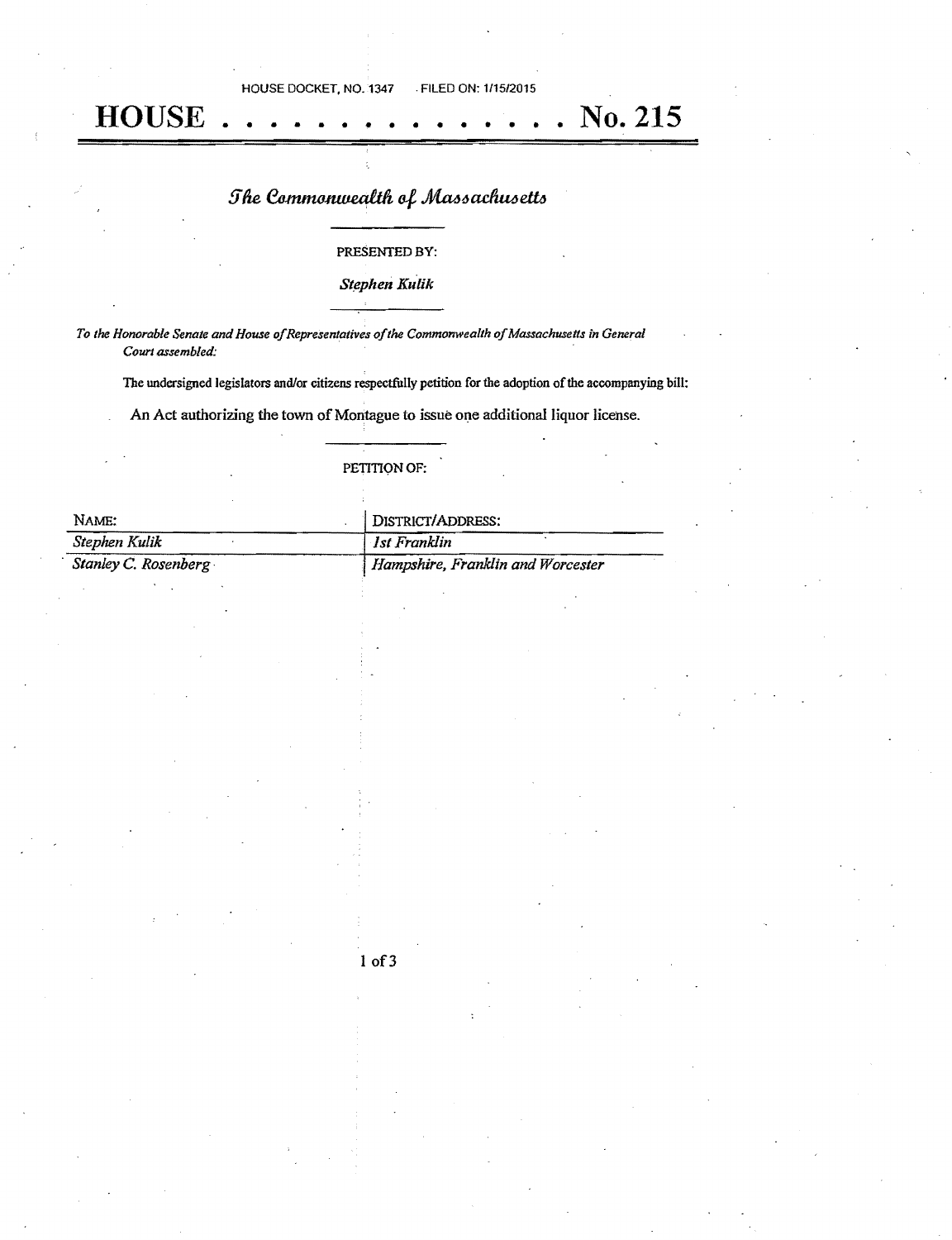HOUSE DOCKET, NO. 1347 FILED ON: 1/15/2015

# HOUSE . . . . . . . . . . . . . . . No. 215

## *The Commonwealth of Massachusetts*

PRESENTED BY:

*Stephen Kulik*

*To the Honorable Senate and House of Representatives of the Commonwealth of Massachusetts in General Court assembled:*

The undersigned legislators and/or citizens respectfully petition for the adoption of the accompanying bill:

An Act authorizing the town of Montague to issue one additional liquor license.

PETITION OF:

| NAME: | DISTRICT/ADDRESS: |
| --- | --- |
| *Stephen Kulik* | *1st Franklin* |
| *Stanley C. Rosenberg* | *Hampshire, Franklin and Worcester* |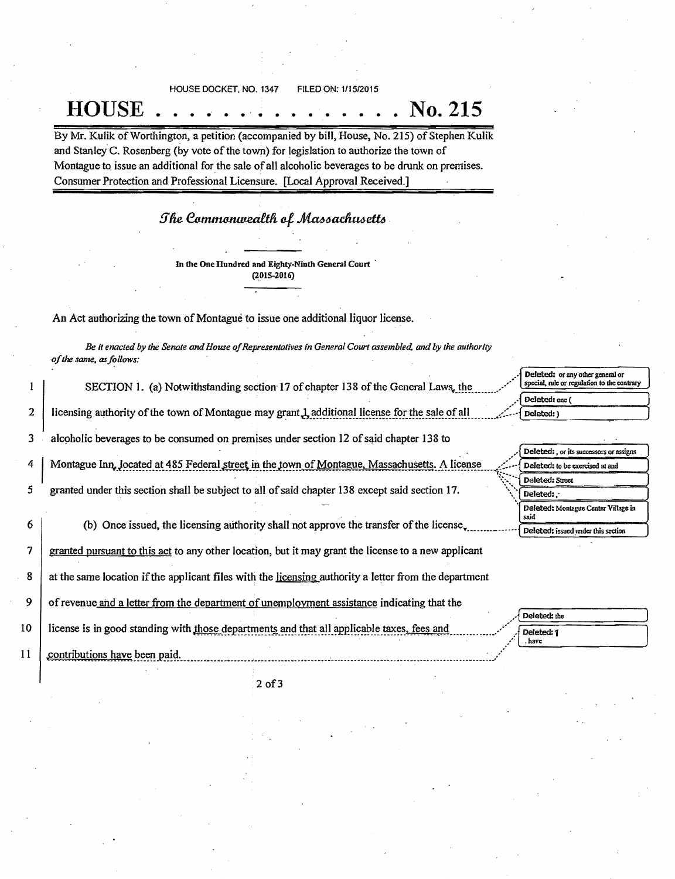HOUSE DOCKET, NO. 1347 FILED ON: 1/15/2015

# HOUSE . . . . . . . . . . . . . . . No. 215

By Mr. Kulik of Worthington, a petition (accompanied by bill, House, No. 215) of Stephen Kulik and Stanley C. Rosenberg (by vote of the town) for legislation to authorize the town of Montague to issue an additional for the sale of all alcoholic beverages to be drunk on premises. Consumer Protection and Professional Licensure. [Local Approval Received.]

## The Commonwealth of Massachusetts

In the One Hundred and Eighty-Ninth General Court (2015-2016)

An Act authorizing the town of Montague to issue one additional liquor license.

*Be it enacted by the Senate and House of Representatives in General Court assembled, and by the authority of the same, as follows:*

1 SECTION 1. (a) Notwithstanding section 17 of chapter 138 of the General Laws, the
2 licensing authority of the town of Montague may grant 1 additional license for the sale of all
3 alcoholic beverages to be consumed on premises under section 12 of said chapter 138 to
4 Montague Inn, located at 485 Federal street in the town of Montague, Massachusetts. A license
5 granted under this section shall be subject to all of said chapter 138 except said section 17.

6 (b) Once issued, the licensing authority shall not approve the transfer of the license,
7 granted pursuant to this act to any other location, but it may grant the license to a new applicant
8 at the same location if the applicant files with the licensing authority a letter from the department
9 of revenue and a letter from the department of unemployment assistance indicating that the
10 license is in good standing with those departments and that all applicable taxes, fees and
11 contributions have been paid.

Deleted: or any other general or special, rule or regulation to the contrary

Deleted: one (

Deleted: )

Deleted: , or its successors or assigns

Deleted: to be exercised at and

Deleted: Street

Deleted: ,

Deleted: Montague Center Village in said

Deleted: issued under this section

Deleted: the

Deleted: ¶ , have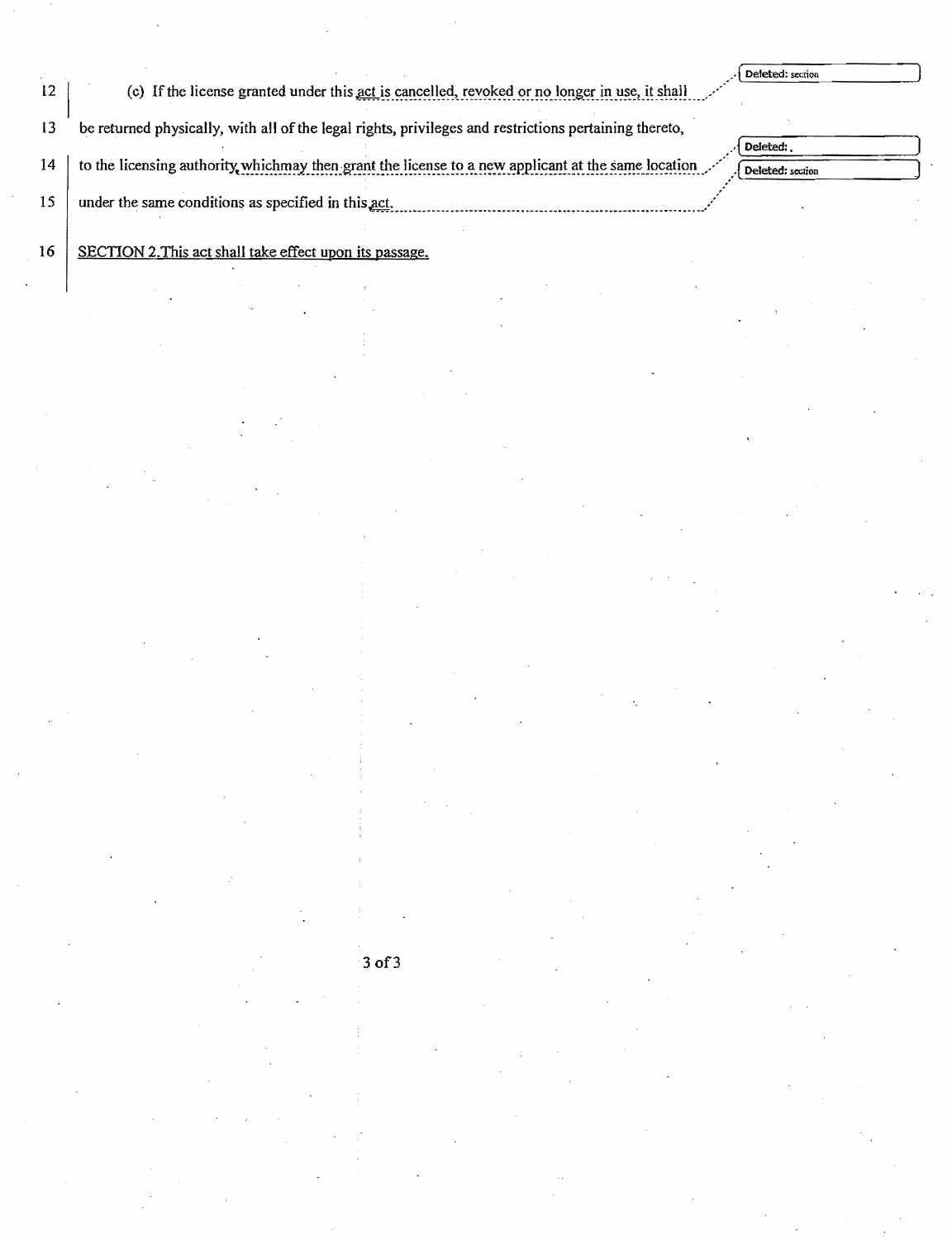12 (c) If the license granted under this act is cancelled, revoked or no longer in use, it shall

13 be returned physically, with all of the legal rights, privileges and restrictions pertaining thereto,

14 to the licensing authority whichmay then grant the license to a new applicant at the same location

15 under the same conditions as specified in this act.

16 SECTION 2.This act shall take effect upon its passage.

Deleted: section

Deleted: ,

Deleted: section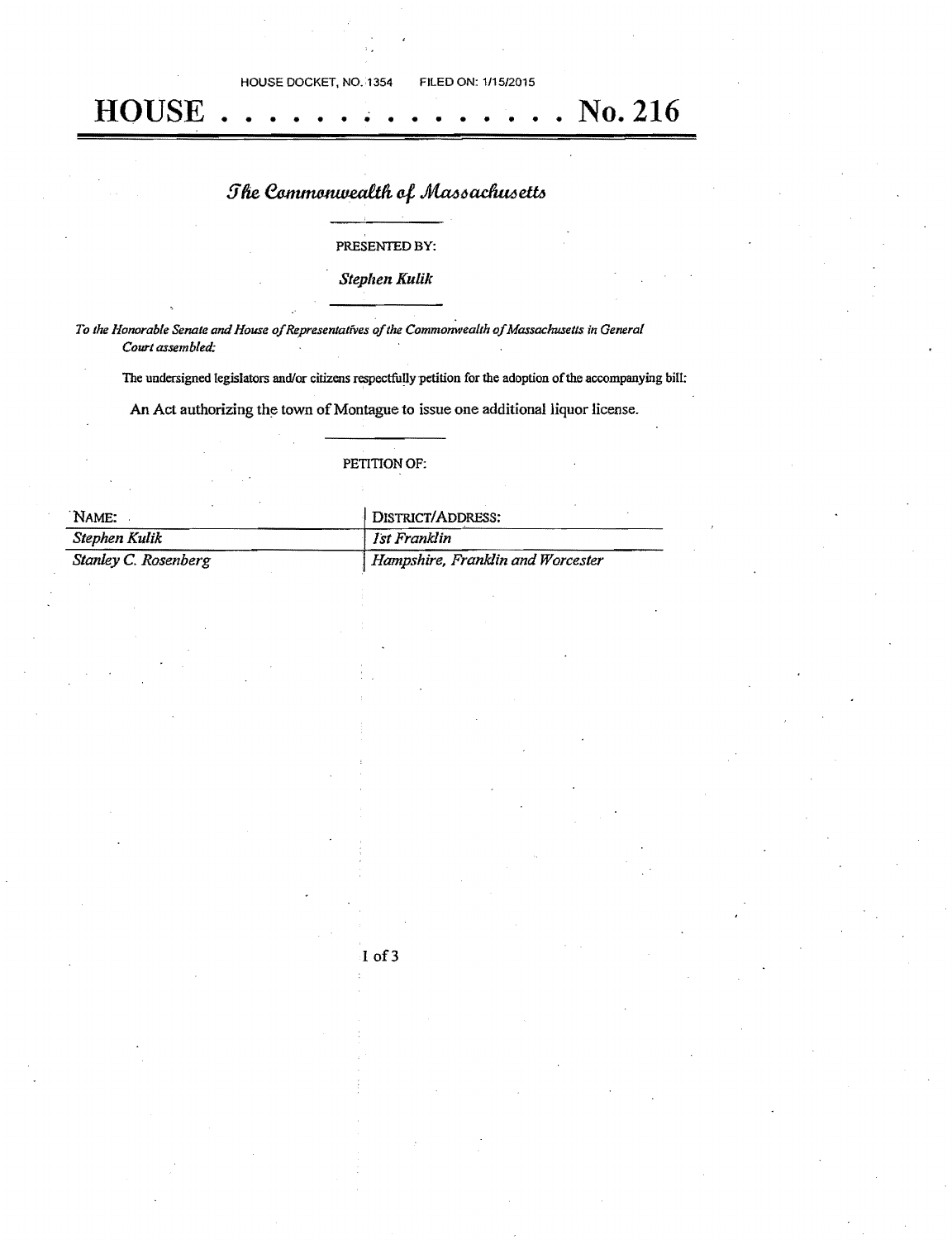HOUSE DOCKET, NO. 1354 FILED ON: 1/15/2015

# HOUSE . . . . . . . . . . . . . . . No. 216

## The Commonwealth of Massachusetts

PRESENTED BY:

*Stephen Kulik*

*To the Honorable Senate and House of Representatives of the Commonwealth of Massachusetts in General Court assembled:*

The undersigned legislators and/or citizens respectfully petition for the adoption of the accompanying bill:

An Act authorizing the town of Montague to issue one additional liquor license.

PETITION OF:

| NAME: | DISTRICT/ADDRESS: |
| --- | --- |
| *Stephen Kulik* | *1st Franklin* |
| *Stanley C. Rosenberg* | *Hampshire, Franklin and Worcester* |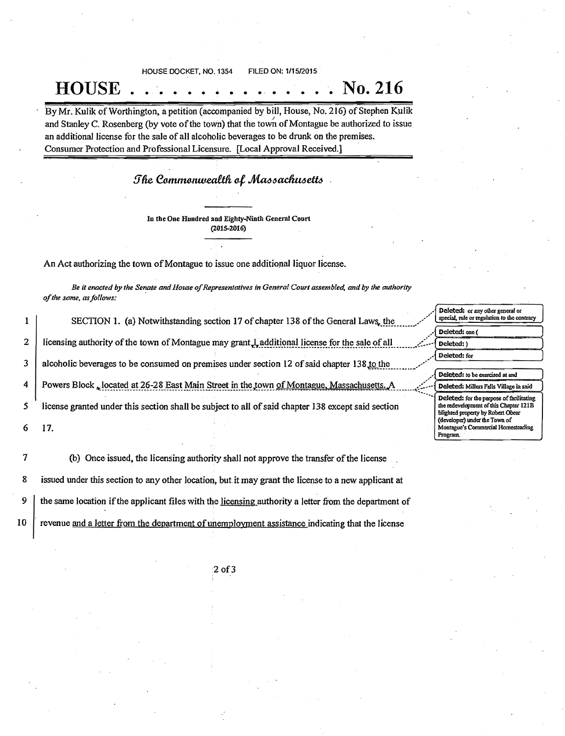HOUSE DOCKET, NO. 1354 FILED ON: 1/15/2015

# HOUSE . . . . . . . . . . . . . . . No. 216

By Mr. Kulik of Worthington, a petition (accompanied by bill, House, No. 216) of Stephen Kulik and Stanley C. Rosenberg (by vote of the town) that the town of Montague be authorized to issue an additional license for the sale of all alcoholic beverages to be drunk on the premises. Consumer Protection and Professional Licensure. [Local Approval Received.]

## The Commonwealth of Massachusetts

In the One Hundred and Eighty-Ninth General Court
(2015-2016)

An Act authorizing the town of Montague to issue one additional liquor license.

*Be it enacted by the Senate and House of Representatives in General Court assembled, and by the authority of the same, as follows:*

1 SECTION 1. (a) Notwithstanding section 17 of chapter 138 of the General Laws, the
2 licensing authority of the town of Montague may grant 1 additional license for the sale of all
3 alcoholic beverages to be consumed on premises under section 12 of said chapter 138 to the
4 Powers Block, located at 26-28 East Main Street in the town of Montague, Massachusetts. A
5 license granted under this section shall be subject to all of said chapter 138 except said section
6 17.

7 (b) Once issued, the licensing authority shall not approve the transfer of the license
8 issued under this section to any other location, but it may grant the license to a new applicant at
9 the same location if the applicant files with the licensing authority a letter from the department of
10 revenue and a letter from the department of unemployment assistance indicating that the license

Deleted: or any other general or special, rule or regulation to the contrary

Deleted: one (

Deleted: )

Deleted: for

Deleted: to be exercised at and

Deleted: Millers Falls Village in said

Deleted: for the purpose of facilitating the redevelopment of this Chapter 121B blighted property by Robert Obear (developer) under the Town of Montague's Commercial Homesteading Program.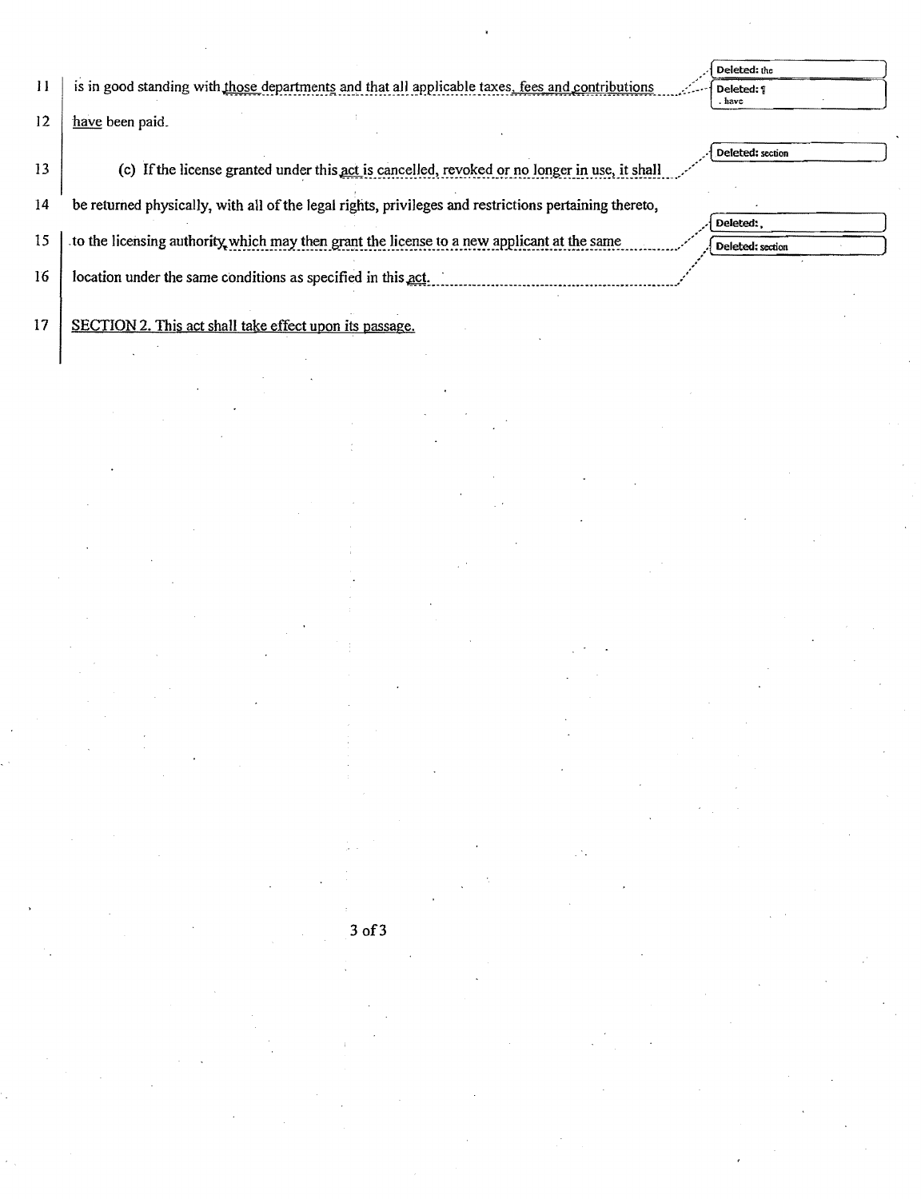is in good standing with those departments and that all applicable taxes, fees and contributions have been paid.

(c) If the license granted under this act is cancelled, revoked or no longer in use, it shall be returned physically, with all of the legal rights, privileges and restrictions pertaining thereto, to the licensing authority which may then grant the license to a new applicant at the same location under the same conditions as specified in this act.

SECTION 2. This act shall take effect upon its passage.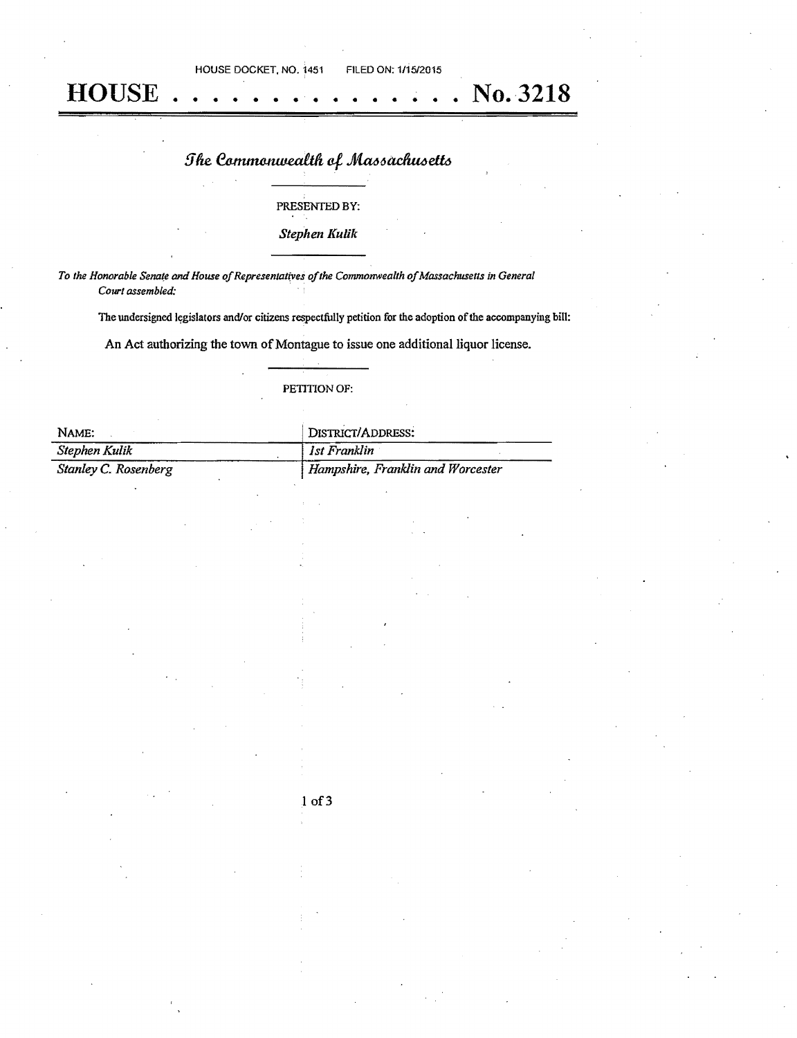HOUSE DOCKET, NO. 1451 FILED ON: 1/15/2015

# HOUSE . . . . . . . . . . . . . . . No. 3218

## *The Commonwealth of Massachusetts*

PRESENTED BY:

*Stephen Kulik*

*To the Honorable Senate and House of Representatives of the Commonwealth of Massachusetts in General Court assembled:*

The undersigned legislators and/or citizens respectfully petition for the adoption of the accompanying bill:

An Act authorizing the town of Montague to issue one additional liquor license.

PETITION OF:

| NAME: | DISTRICT/ADDRESS: |
| --- | --- |
| *Stephen Kulik* | *1st Franklin* |
| *Stanley C. Rosenberg* | *Hampshire, Franklin and Worcester* |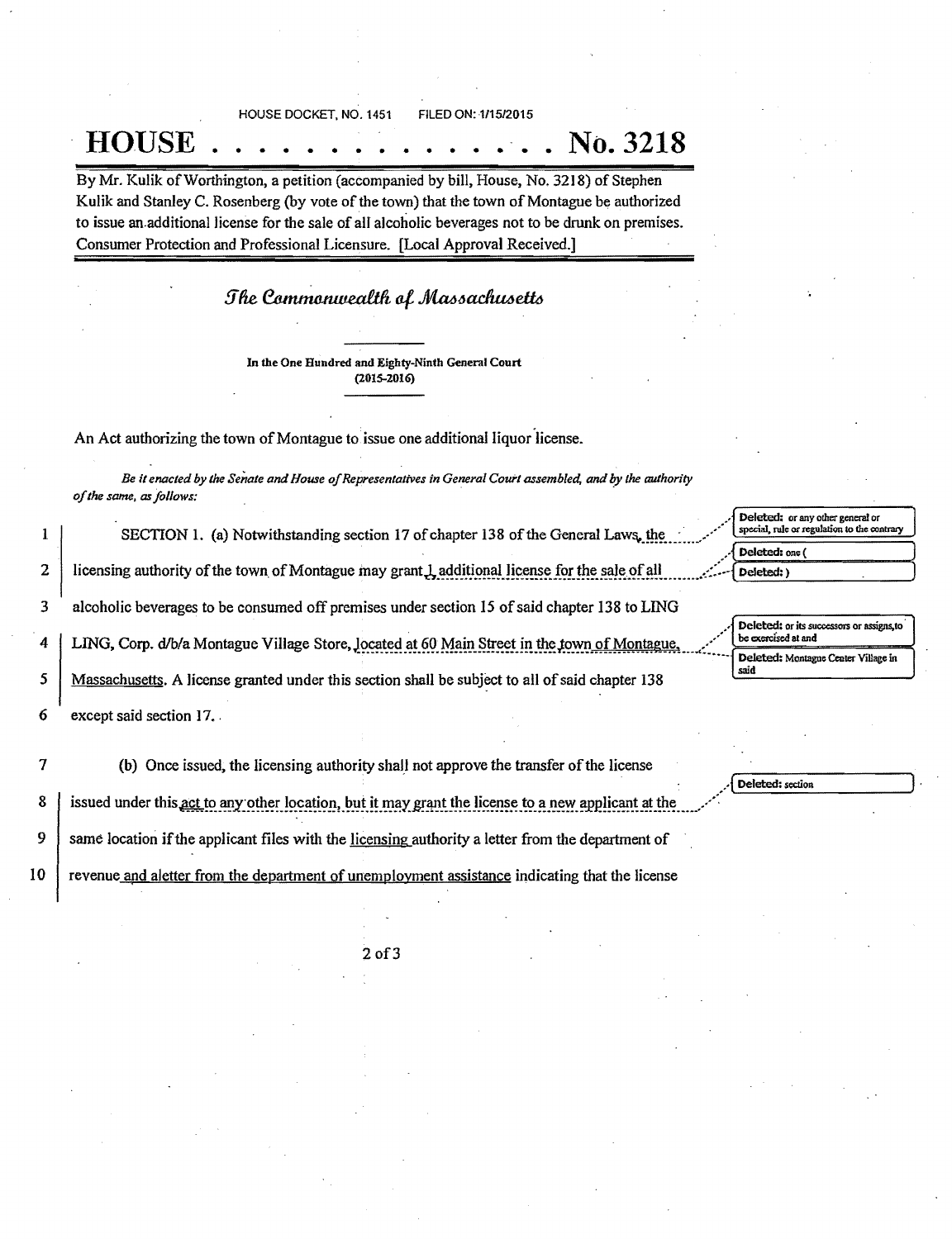HOUSE DOCKET, NO. 1451 FILED ON: 1/15/2015

# HOUSE . . . . . . . . . . . . . . . No. 3218

By Mr. Kulik of Worthington, a petition (accompanied by bill, House, No. 3218) of Stephen Kulik and Stanley C. Rosenberg (by vote of the town) that the town of Montague be authorized to issue an additional license for the sale of all alcoholic beverages not to be drunk on premises. Consumer Protection and Professional Licensure. [Local Approval Received.]

## *The Commonwealth of Massachusetts*

**In the One Hundred and Eighty-Ninth General Court (2015-2016)**

An Act authorizing the town of Montague to issue one additional liquor license.

*Be it enacted by the Senate and House of Representatives in General Court assembled, and by the authority of the same, as follows:*

1 SECTION 1. (a) Notwithstanding section 17 of chapter 138 of the General Laws, the

2 licensing authority of the town of Montague may grant 1 additional license for the sale of all

3 alcoholic beverages to be consumed off premises under section 15 of said chapter 138 to LING

4 LING, Corp. d/b/a Montague Village Store, located at 60 Main Street in the town of Montague,

5 Massachusetts. A license granted under this section shall be subject to all of said chapter 138

6 except said section 17.

7 (b) Once issued, the licensing authority shall not approve the transfer of the license

8 issued under this act to any other location, but it may grant the license to a new applicant at the

9 same location if the applicant files with the licensing authority a letter from the department of

10 revenue and aletter from the department of unemployment assistance indicating that the license

Deleted: or any other general or special, rule or regulation to the contrary

Deleted: one (

Deleted: )

Deleted: or its successors or assigns,to be exercised at and

Deleted: Montague Center Village in said

Deleted: section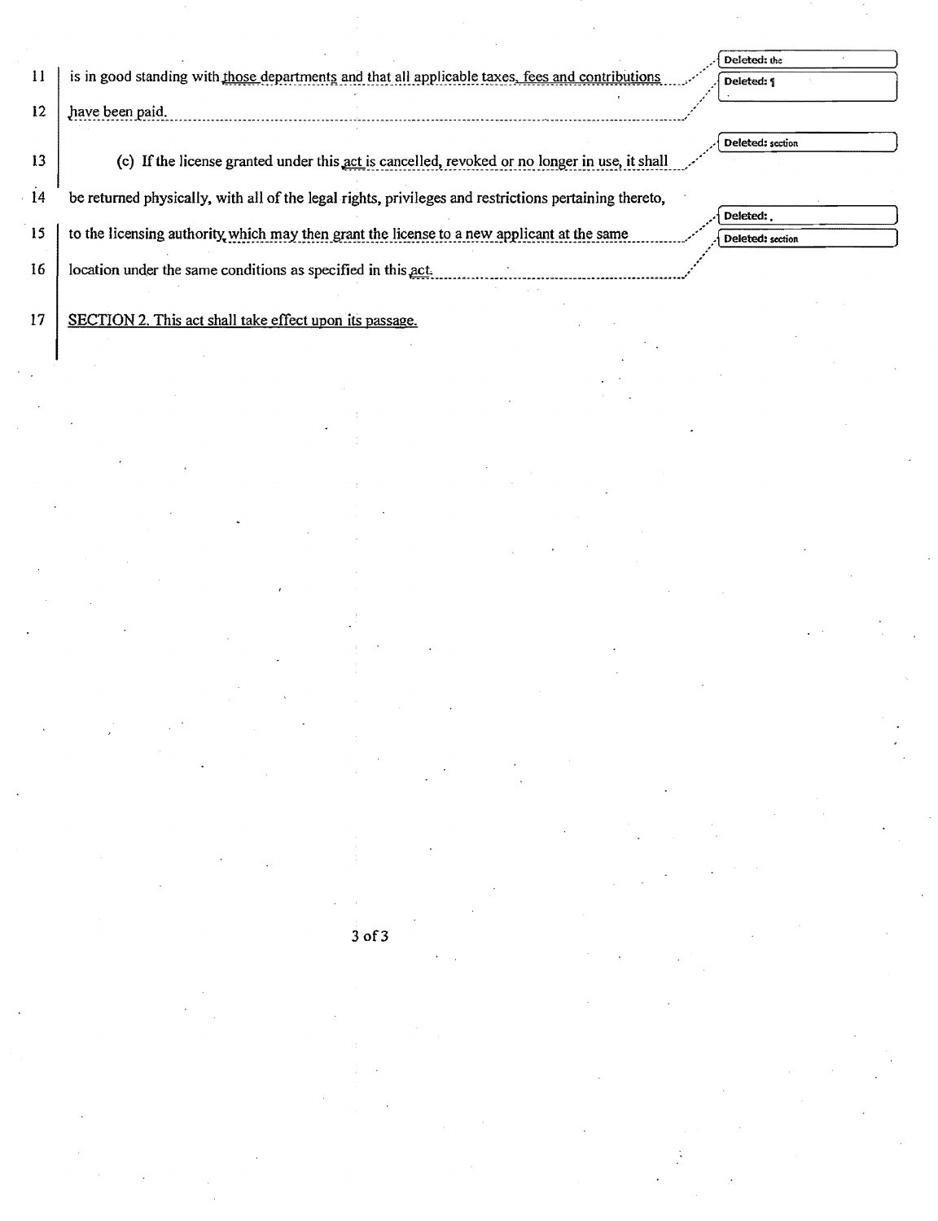11 is in good standing with those departments and that all applicable taxes, fees and contributions

12 have been paid.

13 (c) If the license granted under this act is cancelled, revoked or no longer in use, it shall

14 be returned physically, with all of the legal rights, privileges and restrictions pertaining thereto,

15 to the licensing authority which may then grant the license to a new applicant at the same

16 location under the same conditions as specified in this act.

17 SECTION 2. This act shall take effect upon its passage.

Deleted: the

Deleted: ¶

Deleted: section

Deleted: ,

Deleted: section